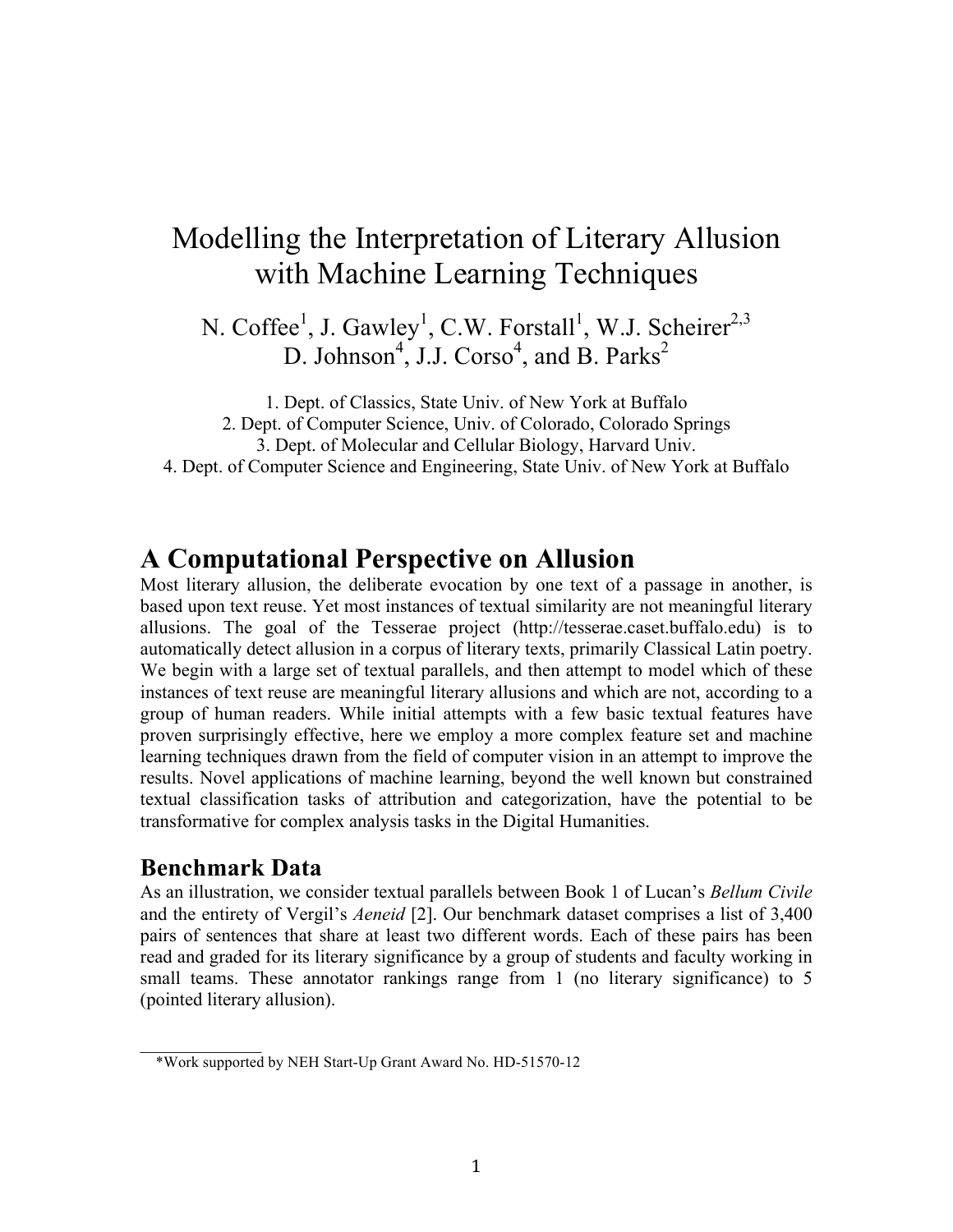# Modelling the Interpretation of Literary Allusion with Machine Learning Techniques

N. Coffee[1], J. Gawley[1], C.W. Forstall[1], W.J. Scheirer[2,3]
D. Johnson[4], J.J. Corso[4], and B. Parks[2]

1. Dept. of Classics, State Univ. of New York at Buffalo
2. Dept. of Computer Science, Univ. of Colorado, Colorado Springs
3. Dept. of Molecular and Cellular Biology, Harvard Univ.
4. Dept. of Computer Science and Engineering, State Univ. of New York at Buffalo

## A Computational Perspective on Allusion

Most literary allusion, the deliberate evocation by one text of a passage in another, is based upon text reuse. Yet most instances of textual similarity are not meaningful literary allusions. The goal of the Tesserae project (http://tesserae.caset.buffalo.edu) is to automatically detect allusion in a corpus of literary texts, primarily Classical Latin poetry. We begin with a large set of textual parallels, and then attempt to model which of these instances of text reuse are meaningful literary allusions and which are not, according to a group of human readers. While initial attempts with a few basic textual features have proven surprisingly effective, here we employ a more complex feature set and machine learning techniques drawn from the field of computer vision in an attempt to improve the results. Novel applications of machine learning, beyond the well known but constrained textual classification tasks of attribution and categorization, have the potential to be transformative for complex analysis tasks in the Digital Humanities.

### Benchmark Data

As an illustration, we consider textual parallels between Book 1 of Lucan's *Bellum Civile* and the entirety of Vergil's *Aeneid* [2]. Our benchmark dataset comprises a list of 3,400 pairs of sentences that share at least two different words. Each of these pairs has been read and graded for its literary significance by a group of students and faculty working in small teams. These annotator rankings range from 1 (no literary significance) to 5 (pointed literary allusion).

*Work supported by NEH Start-Up Grant Award No. HD-51570-12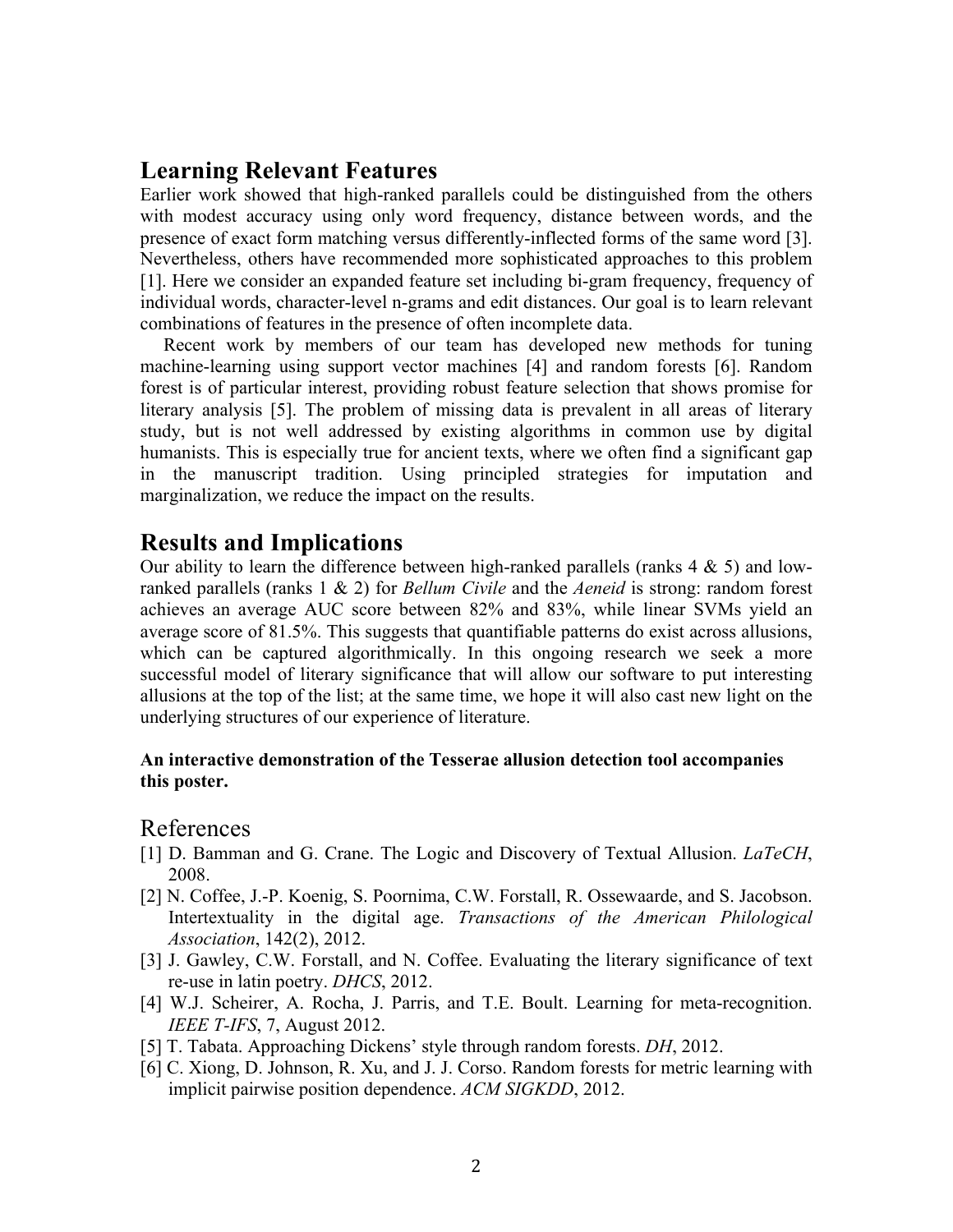## Learning Relevant Features

Earlier work showed that high-ranked parallels could be distinguished from the others with modest accuracy using only word frequency, distance between words, and the presence of exact form matching versus differently-inflected forms of the same word [3]. Nevertheless, others have recommended more sophisticated approaches to this problem [1]. Here we consider an expanded feature set including bi-gram frequency, frequency of individual words, character-level n-grams and edit distances. Our goal is to learn relevant combinations of features in the presence of often incomplete data.

Recent work by members of our team has developed new methods for tuning machine-learning using support vector machines [4] and random forests [6]. Random forest is of particular interest, providing robust feature selection that shows promise for literary analysis [5]. The problem of missing data is prevalent in all areas of literary study, but is not well addressed by existing algorithms in common use by digital humanists. This is especially true for ancient texts, where we often find a significant gap in the manuscript tradition. Using principled strategies for imputation and marginalization, we reduce the impact on the results.

## Results and Implications

Our ability to learn the difference between high-ranked parallels (ranks 4 & 5) and low-ranked parallels (ranks 1 & 2) for *Bellum Civile* and the *Aeneid* is strong: random forest achieves an average AUC score between 82% and 83%, while linear SVMs yield an average score of 81.5%. This suggests that quantifiable patterns do exist across allusions, which can be captured algorithmically. In this ongoing research we seek a more successful model of literary significance that will allow our software to put interesting allusions at the top of the list; at the same time, we hope it will also cast new light on the underlying structures of our experience of literature.

**An interactive demonstration of the Tesserae allusion detection tool accompanies this poster.**

## References

[1] D. Bamman and G. Crane. The Logic and Discovery of Textual Allusion. *LaTeCH*, 2008.

[2] N. Coffee, J.-P. Koenig, S. Poornima, C.W. Forstall, R. Ossewaarde, and S. Jacobson. Intertextuality in the digital age. *Transactions of the American Philological Association*, 142(2), 2012.

[3] J. Gawley, C.W. Forstall, and N. Coffee. Evaluating the literary significance of text re-use in latin poetry. *DHCS*, 2012.

[4] W.J. Scheirer, A. Rocha, J. Parris, and T.E. Boult. Learning for meta-recognition. *IEEE T-IFS*, 7, August 2012.

[5] T. Tabata. Approaching Dickens' style through random forests. *DH*, 2012.

[6] C. Xiong, D. Johnson, R. Xu, and J. J. Corso. Random forests for metric learning with implicit pairwise position dependence. *ACM SIGKDD*, 2012.